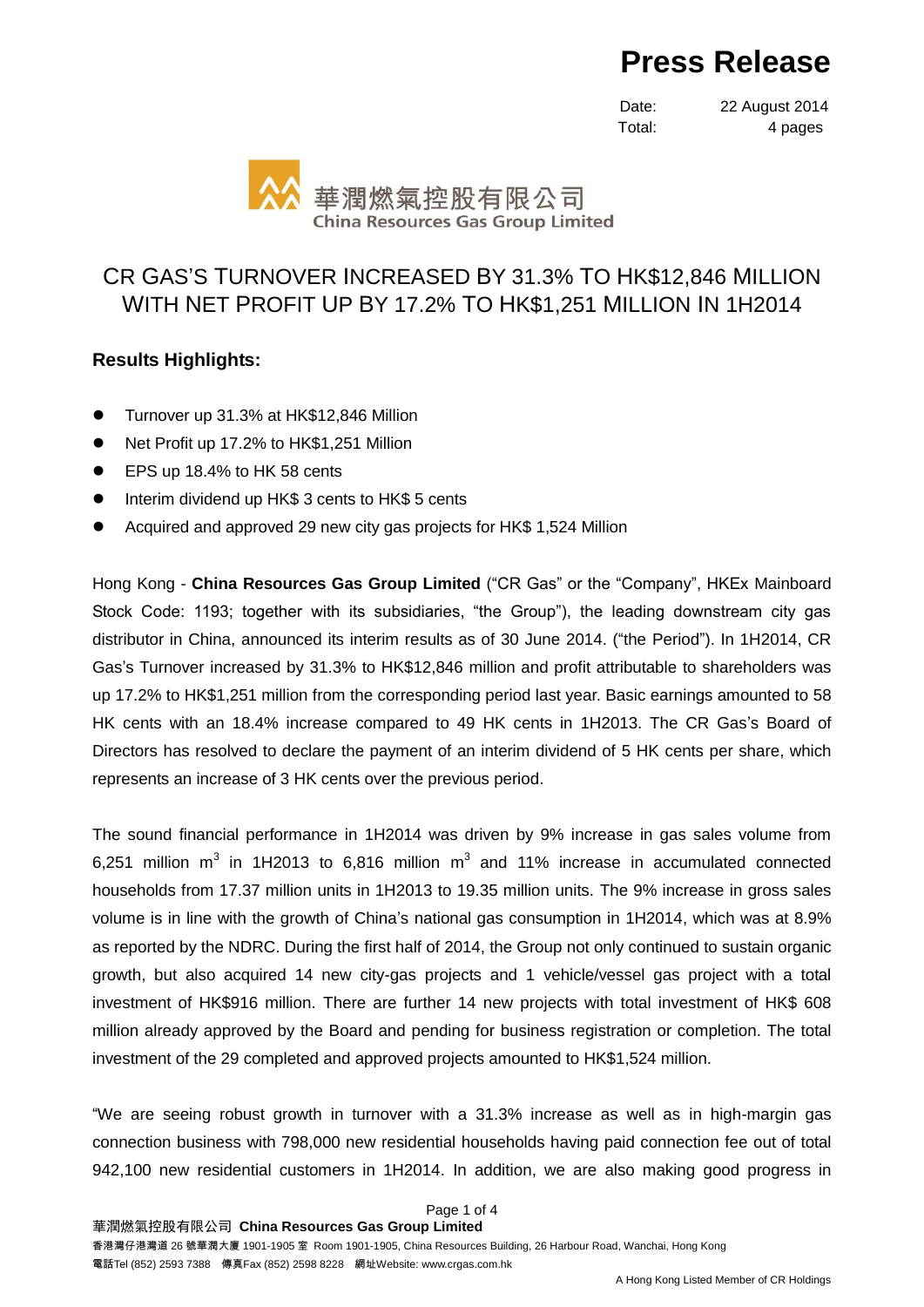# Press Release

Date: 22 August 2014
Total: 4 pages

華潤燃氣控股有限公司
China Resources Gas Group Limited

## CR GAS'S TURNOVER INCREASED BY 31.3% TO HK$12,846 MILLION WITH NET PROFIT UP BY 17.2% TO HK$1,251 MILLION IN 1H2014

### Results Highlights:

- Turnover up 31.3% at HK$12,846 Million
- Net Profit up 17.2% to HK$1,251 Million
- EPS up 18.4% to HK 58 cents
- Interim dividend up HK$ 3 cents to HK$ 5 cents
- Acquired and approved 29 new city gas projects for HK$ 1,524 Million

Hong Kong - **China Resources Gas Group Limited** ("CR Gas" or the "Company", HKEx Mainboard Stock Code: 1193; together with its subsidiaries, "the Group"), the leading downstream city gas distributor in China, announced its interim results as of 30 June 2014. ("the Period"). In 1H2014, CR Gas's Turnover increased by 31.3% to HK$12,846 million and profit attributable to shareholders was up 17.2% to HK$1,251 million from the corresponding period last year. Basic earnings amounted to 58 HK cents with an 18.4% increase compared to 49 HK cents in 1H2013. The CR Gas's Board of Directors has resolved to declare the payment of an interim dividend of 5 HK cents per share, which represents an increase of 3 HK cents over the previous period.

The sound financial performance in 1H2014 was driven by 9% increase in gas sales volume from 6,251 million $m^3$ in 1H2013 to 6,816 million $m^3$ and 11% increase in accumulated connected households from 17.37 million units in 1H2013 to 19.35 million units. The 9% increase in gross sales volume is in line with the growth of China's national gas consumption in 1H2014, which was at 8.9% as reported by the NDRC. During the first half of 2014, the Group not only continued to sustain organic growth, but also acquired 14 new city-gas projects and 1 vehicle/vessel gas project with a total investment of HK$916 million. There are further 14 new projects with total investment of HK$ 608 million already approved by the Board and pending for business registration or completion. The total investment of the 29 completed and approved projects amounted to HK$1,524 million.

"We are seeing robust growth in turnover with a 31.3% increase as well as in high-margin gas connection business with 798,000 new residential households having paid connection fee out of total 942,100 new residential customers in 1H2014. In addition, we are also making good progress in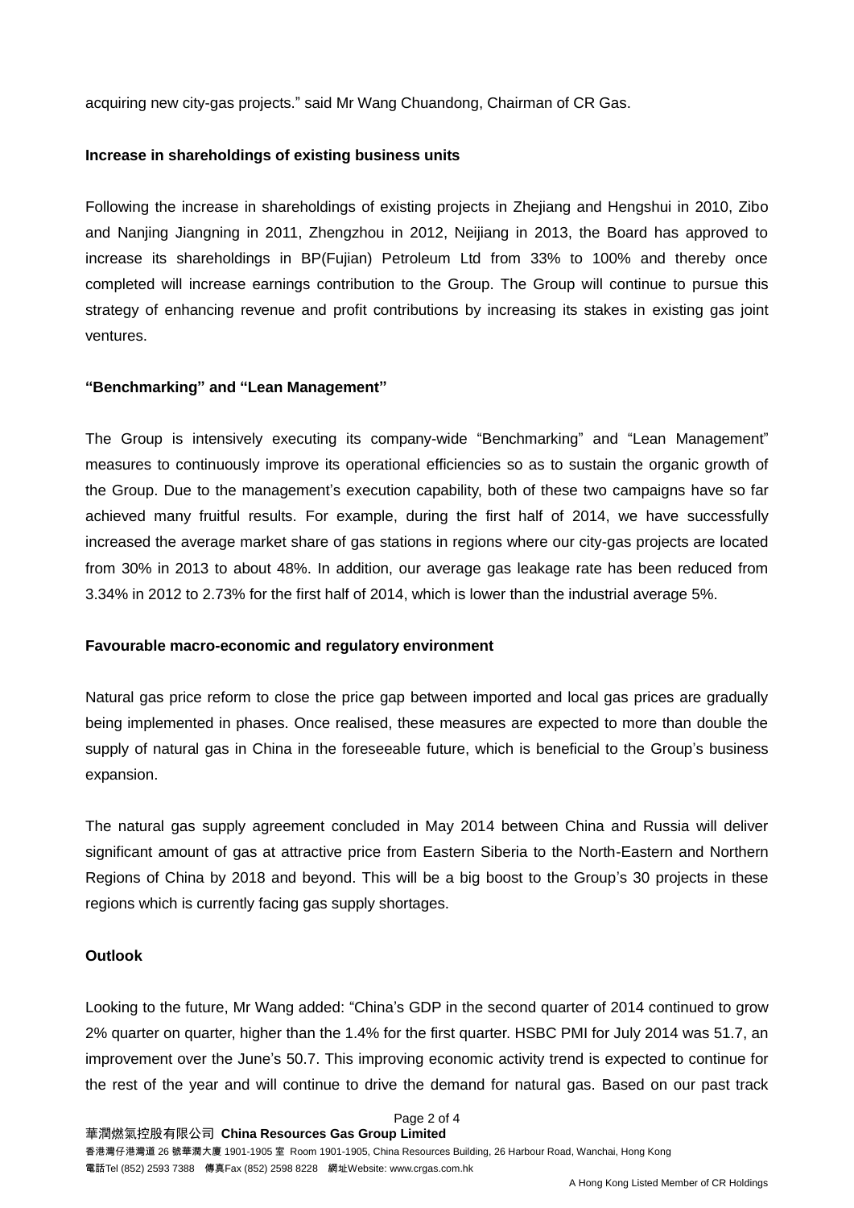acquiring new city-gas projects." said Mr Wang Chuandong, Chairman of CR Gas.

**Increase in shareholdings of existing business units**

Following the increase in shareholdings of existing projects in Zhejiang and Hengshui in 2010, Zibo and Nanjing Jiangning in 2011, Zhengzhou in 2012, Neijiang in 2013, the Board has approved to increase its shareholdings in BP(Fujian) Petroleum Ltd from 33% to 100% and thereby once completed will increase earnings contribution to the Group. The Group will continue to pursue this strategy of enhancing revenue and profit contributions by increasing its stakes in existing gas joint ventures.

**"Benchmarking" and "Lean Management"**

The Group is intensively executing its company-wide "Benchmarking" and "Lean Management" measures to continuously improve its operational efficiencies so as to sustain the organic growth of the Group. Due to the management's execution capability, both of these two campaigns have so far achieved many fruitful results. For example, during the first half of 2014, we have successfully increased the average market share of gas stations in regions where our city-gas projects are located from 30% in 2013 to about 48%. In addition, our average gas leakage rate has been reduced from 3.34% in 2012 to 2.73% for the first half of 2014, which is lower than the industrial average 5%.

**Favourable macro-economic and regulatory environment**

Natural gas price reform to close the price gap between imported and local gas prices are gradually being implemented in phases. Once realised, these measures are expected to more than double the supply of natural gas in China in the foreseeable future, which is beneficial to the Group's business expansion.

The natural gas supply agreement concluded in May 2014 between China and Russia will deliver significant amount of gas at attractive price from Eastern Siberia to the North-Eastern and Northern Regions of China by 2018 and beyond. This will be a big boost to the Group's 30 projects in these regions which is currently facing gas supply shortages.

**Outlook**

Looking to the future, Mr Wang added: "China's GDP in the second quarter of 2014 continued to grow 2% quarter on quarter, higher than the 1.4% for the first quarter. HSBC PMI for July 2014 was 51.7, an improvement over the June's 50.7. This improving economic activity trend is expected to continue for the rest of the year and will continue to drive the demand for natural gas. Based on our past track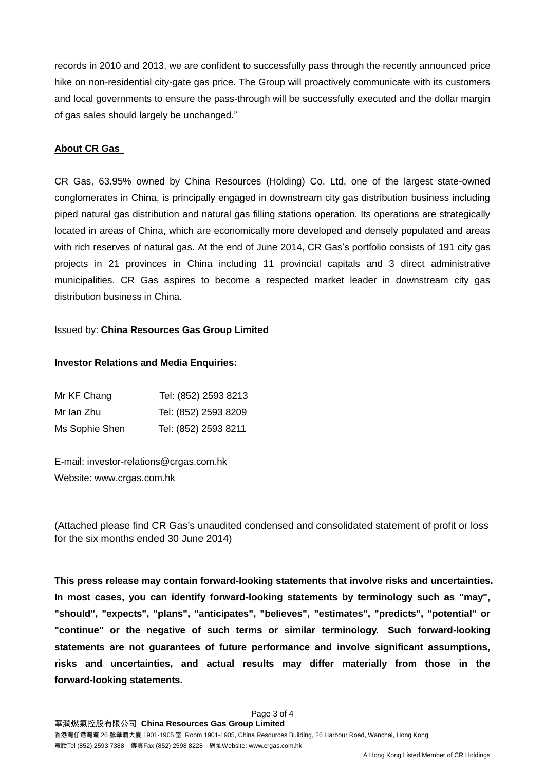records in 2010 and 2013, we are confident to successfully pass through the recently announced price hike on non-residential city-gate gas price. The Group will proactively communicate with its customers and local governments to ensure the pass-through will be successfully executed and the dollar margin of gas sales should largely be unchanged."

**About CR Gas**

CR Gas, 63.95% owned by China Resources (Holding) Co. Ltd, one of the largest state-owned conglomerates in China, is principally engaged in downstream city gas distribution business including piped natural gas distribution and natural gas filling stations operation. Its operations are strategically located in areas of China, which are economically more developed and densely populated and areas with rich reserves of natural gas. At the end of June 2014, CR Gas's portfolio consists of 191 city gas projects in 21 provinces in China including 11 provincial capitals and 3 direct administrative municipalities. CR Gas aspires to become a respected market leader in downstream city gas distribution business in China.

Issued by: **China Resources Gas Group Limited**

**Investor Relations and Media Enquiries:**

| | |
|---|---|
| Mr KF Chang | Tel: (852) 2593 8213 |
| Mr Ian Zhu | Tel: (852) 2593 8209 |
| Ms Sophie Shen | Tel: (852) 2593 8211 |

E-mail: investor-relations@crgas.com.hk
Website: www.crgas.com.hk

(Attached please find CR Gas's unaudited condensed and consolidated statement of profit or loss for the six months ended 30 June 2014)

**This press release may contain forward-looking statements that involve risks and uncertainties. In most cases, you can identify forward-looking statements by terminology such as "may", "should", "expects", "plans", "anticipates", "believes", "estimates", "predicts", "potential" or "continue" or the negative of such terms or similar terminology. Such forward-looking statements are not guarantees of future performance and involve significant assumptions, risks and uncertainties, and actual results may differ materially from those in the forward-looking statements.**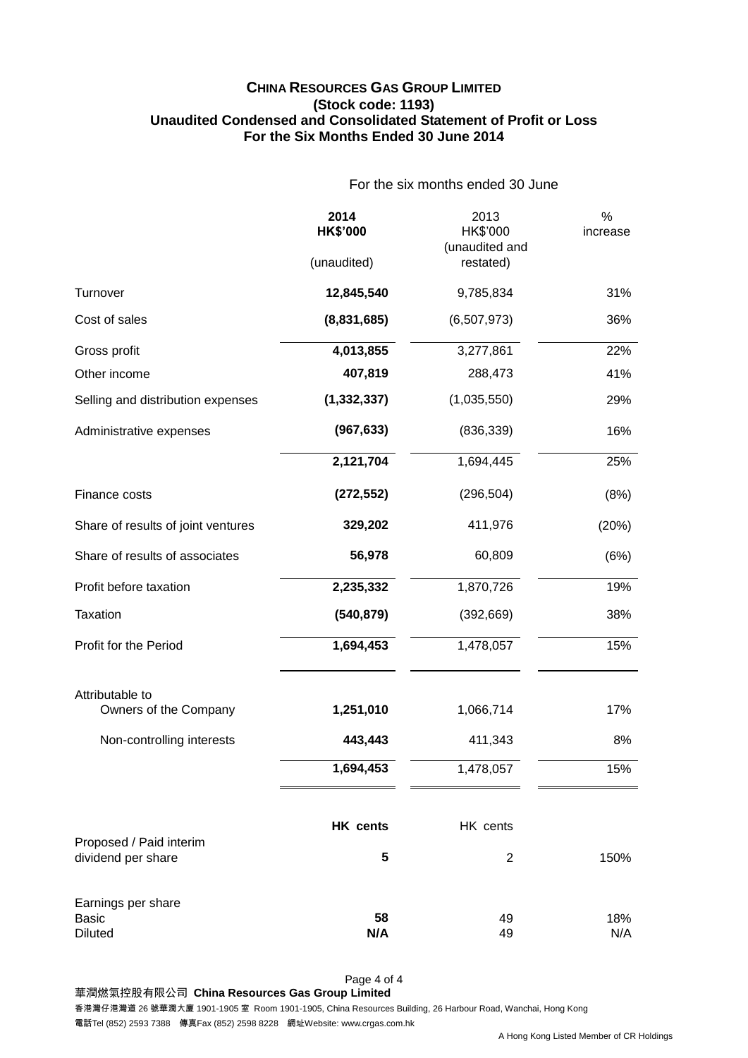**CHINA RESOURCES GAS GROUP LIMITED**
**(Stock code: 1193)**
**Unaudited Condensed and Consolidated Statement of Profit or Loss**
**For the Six Months Ended 30 June 2014**

| | For the six months ended 30 June | | |
|---|---|---|---|
| | **2014** **HK$'000** (unaudited) | 2013 HK$'000 (unaudited and restated) | % increase |
| Turnover | **12,845,540** | 9,785,834 | 31% |
| Cost of sales | **(8,831,685)** | (6,507,973) | 36% |
| Gross profit | **4,013,855** | 3,277,861 | 22% |
| Other income | **407,819** | 288,473 | 41% |
| Selling and distribution expenses | **(1,332,337)** | (1,035,550) | 29% |
| Administrative expenses | **(967,633)** | (836,339) | 16% |
| | **2,121,704** | 1,694,445 | 25% |
| Finance costs | **(272,552)** | (296,504) | (8%) |
| Share of results of joint ventures | **329,202** | 411,976 | (20%) |
| Share of results of associates | **56,978** | 60,809 | (6%) |
| Profit before taxation | **2,235,332** | 1,870,726 | 19% |
| Taxation | **(540,879)** | (392,669) | 38% |
| Profit for the Period | **1,694,453** | 1,478,057 | 15% |
| Attributable to | | | |
| Owners of the Company | **1,251,010** | 1,066,714 | 17% |
| Non-controlling interests | **443,443** | 411,343 | 8% |
| | **1,694,453** | 1,478,057 | 15% |
| | **HK cents** | HK cents | |
| Proposed / Paid interim dividend per share | **5** | 2 | 150% |
| Earnings per share | | | |
| Basic | **58** | 49 | 18% |
| Diluted | **N/A** | 49 | N/A |

華潤燃氣控股有限公司 **China Resources Gas Group Limited**
香港灣仔港灣道 26 號華潤大廈 1901-1905 室 Room 1901-1905, China Resources Building, 26 Harbour Road, Wanchai, Hong Kong
電話Tel (852) 2593 7388 傳真Fax (852) 2598 8228 網址Website: www.crgas.com.hk

A Hong Kong Listed Member of CR Holdings